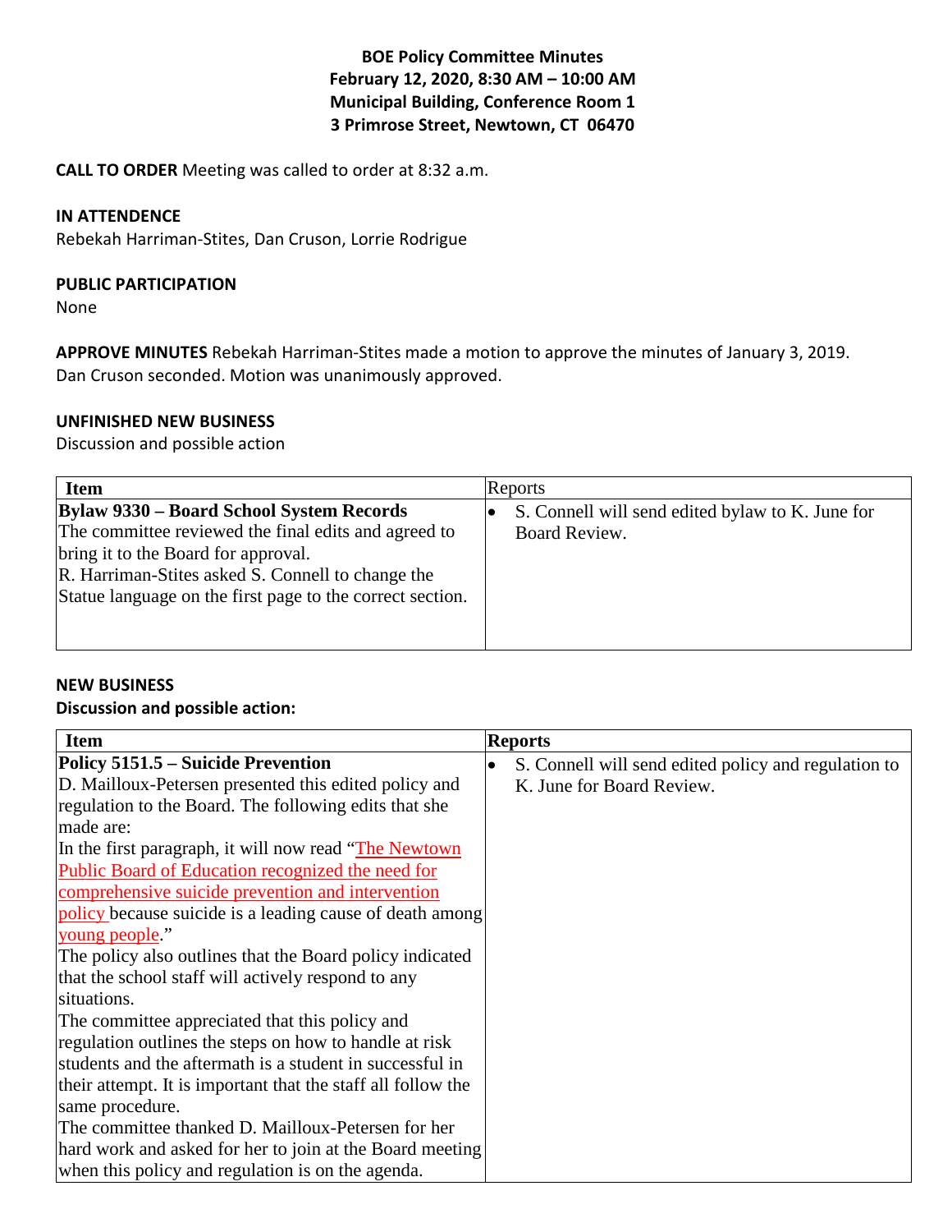**BOE Policy Committee Minutes**
**February 12, 2020, 8:30 AM – 10:00 AM**
**Municipal Building, Conference Room 1**
**3 Primrose Street, Newtown, CT 06470**

**CALL TO ORDER** Meeting was called to order at 8:32 a.m.

**IN ATTENDENCE**
Rebekah Harriman-Stites, Dan Cruson, Lorrie Rodrigue

**PUBLIC PARTICIPATION**
None

**APPROVE MINUTES** Rebekah Harriman-Stites made a motion to approve the minutes of January 3, 2019. Dan Cruson seconded. Motion was unanimously approved.

**UNFINISHED NEW BUSINESS**
Discussion and possible action

| **Item** | Reports |
|---|---|
| **Bylaw 9330 – Board School System Records**<br>The committee reviewed the final edits and agreed to bring it to the Board for approval.<br>R. Harriman-Stites asked S. Connell to change the Statue language on the first page to the correct section. | • S. Connell will send edited bylaw to K. June for Board Review. |

**NEW BUSINESS**
**Discussion and possible action:**

| **Item** | **Reports** |
|---|---|
| **Policy 5151.5 – Suicide Prevention**<br>D. Mailloux-Petersen presented this edited policy and regulation to the Board. The following edits that she made are:<br>In the first paragraph, it will now read "<u>The Newtown Public Board of Education recognized the need for comprehensive suicide prevention and intervention policy</u> because suicide is a leading cause of death among <u>young people</u>."<br>The policy also outlines that the Board policy indicated that the school staff will actively respond to any situations.<br>The committee appreciated that this policy and regulation outlines the steps on how to handle at risk students and the aftermath is a student in successful in their attempt. It is important that the staff all follow the same procedure.<br>The committee thanked D. Mailloux-Petersen for her hard work and asked for her to join at the Board meeting when this policy and regulation is on the agenda. | • S. Connell will send edited policy and regulation to K. June for Board Review. |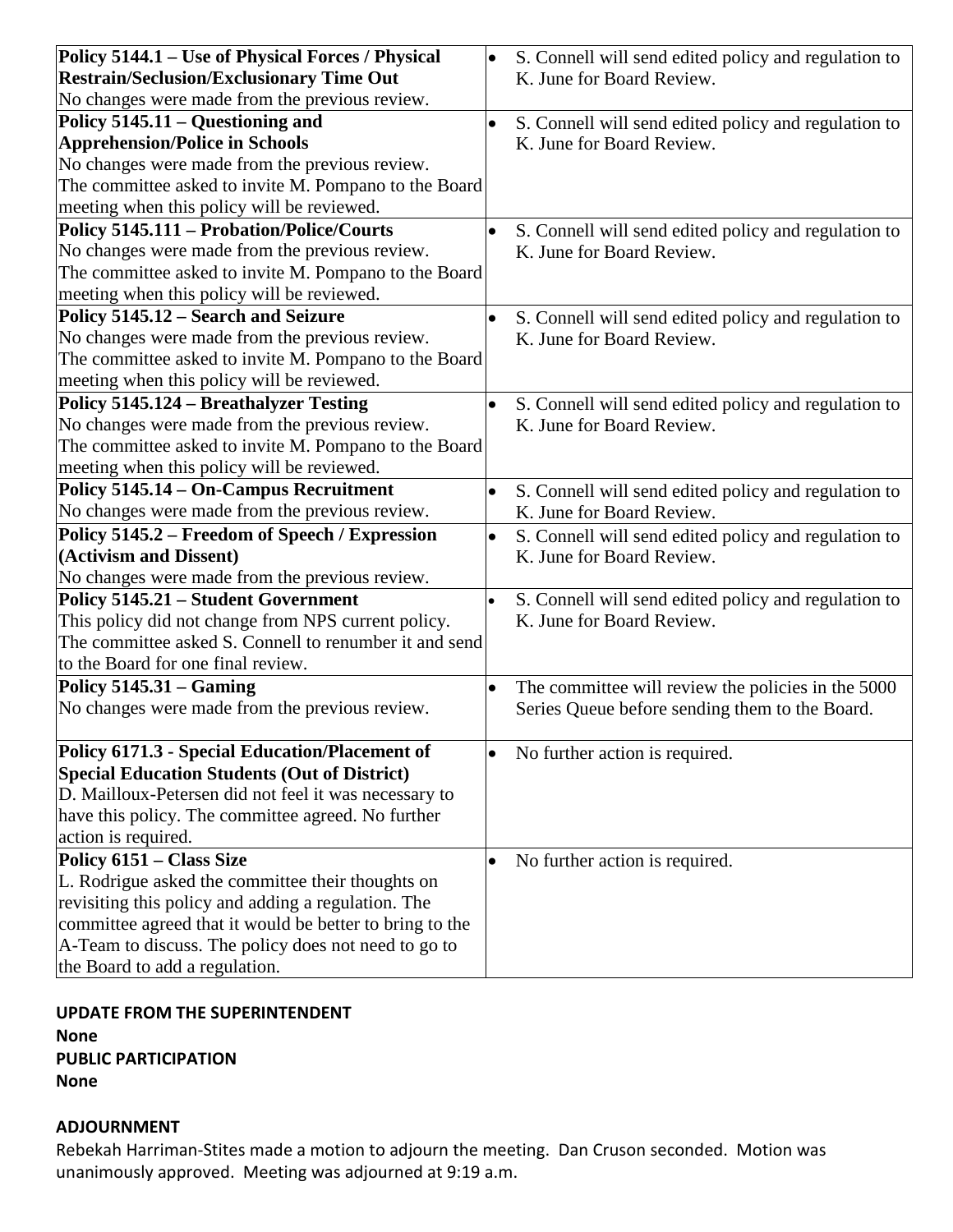| | |
|---|---|
| **Policy 5144.1 – Use of Physical Forces / Physical Restrain/Seclusion/Exclusionary Time Out**<br>No changes were made from the previous review. | • S. Connell will send edited policy and regulation to K. June for Board Review. |
| **Policy 5145.11 – Questioning and Apprehension/Police in Schools**<br>No changes were made from the previous review. The committee asked to invite M. Pompano to the Board meeting when this policy will be reviewed. | • S. Connell will send edited policy and regulation to K. June for Board Review. |
| **Policy 5145.111 – Probation/Police/Courts**<br>No changes were made from the previous review. The committee asked to invite M. Pompano to the Board meeting when this policy will be reviewed. | • S. Connell will send edited policy and regulation to K. June for Board Review. |
| **Policy 5145.12 – Search and Seizure**<br>No changes were made from the previous review. The committee asked to invite M. Pompano to the Board meeting when this policy will be reviewed. | • S. Connell will send edited policy and regulation to K. June for Board Review. |
| **Policy 5145.124 – Breathalyzer Testing**<br>No changes were made from the previous review. The committee asked to invite M. Pompano to the Board meeting when this policy will be reviewed. | • S. Connell will send edited policy and regulation to K. June for Board Review. |
| **Policy 5145.14 – On-Campus Recruitment**<br>No changes were made from the previous review. | • S. Connell will send edited policy and regulation to K. June for Board Review. |
| **Policy 5145.2 – Freedom of Speech / Expression (Activism and Dissent)**<br>No changes were made from the previous review. | • S. Connell will send edited policy and regulation to K. June for Board Review. |
| **Policy 5145.21 – Student Government**<br>This policy did not change from NPS current policy. The committee asked S. Connell to renumber it and send to the Board for one final review. | • S. Connell will send edited policy and regulation to K. June for Board Review. |
| **Policy 5145.31 – Gaming**<br>No changes were made from the previous review. | • The committee will review the policies in the 5000 Series Queue before sending them to the Board. |
| **Policy 6171.3 - Special Education/Placement of Special Education Students (Out of District)**<br>D. Mailloux-Petersen did not feel it was necessary to have this policy. The committee agreed. No further action is required. | • No further action is required. |
| **Policy 6151 – Class Size**<br>L. Rodrigue asked the committee their thoughts on revisiting this policy and adding a regulation. The committee agreed that it would be better to bring to the A-Team to discuss. The policy does not need to go to the Board to add a regulation. | • No further action is required. |

**UPDATE FROM THE SUPERINTENDENT**
**None**
**PUBLIC PARTICIPATION**
**None**

**ADJOURNMENT**

Rebekah Harriman-Stites made a motion to adjourn the meeting. Dan Cruson seconded. Motion was unanimously approved. Meeting was adjourned at 9:19 a.m.